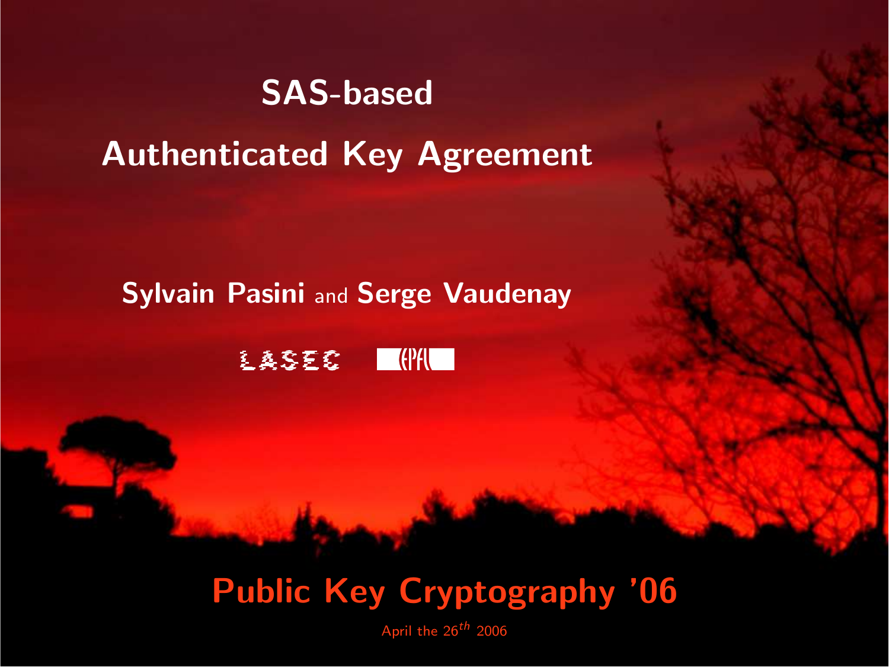# SAS-based Authenticated Key Agreement

**Sylvain Pasini** and **Serge Vaudenay**

LASEC EPFL

## Public Key Cryptography '06

April the 26$^{th}$ 2006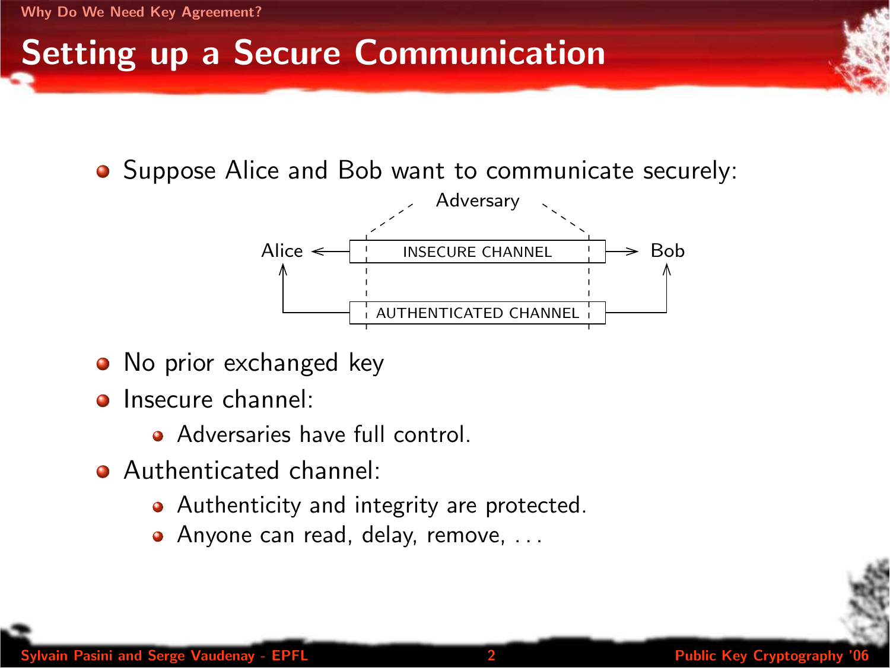## Setting up a Secure Communication

- Suppose Alice and Bob want to communicate securely:

Adversary

Alice ← INSECURE CHANNEL → Bob

AUTHENTICATED CHANNEL

- No prior exchanged key
- Insecure channel:
  - Adversaries have full control.
- Authenticated channel:
  - Authenticity and integrity are protected.
  - Anyone can read, delay, remove, . . .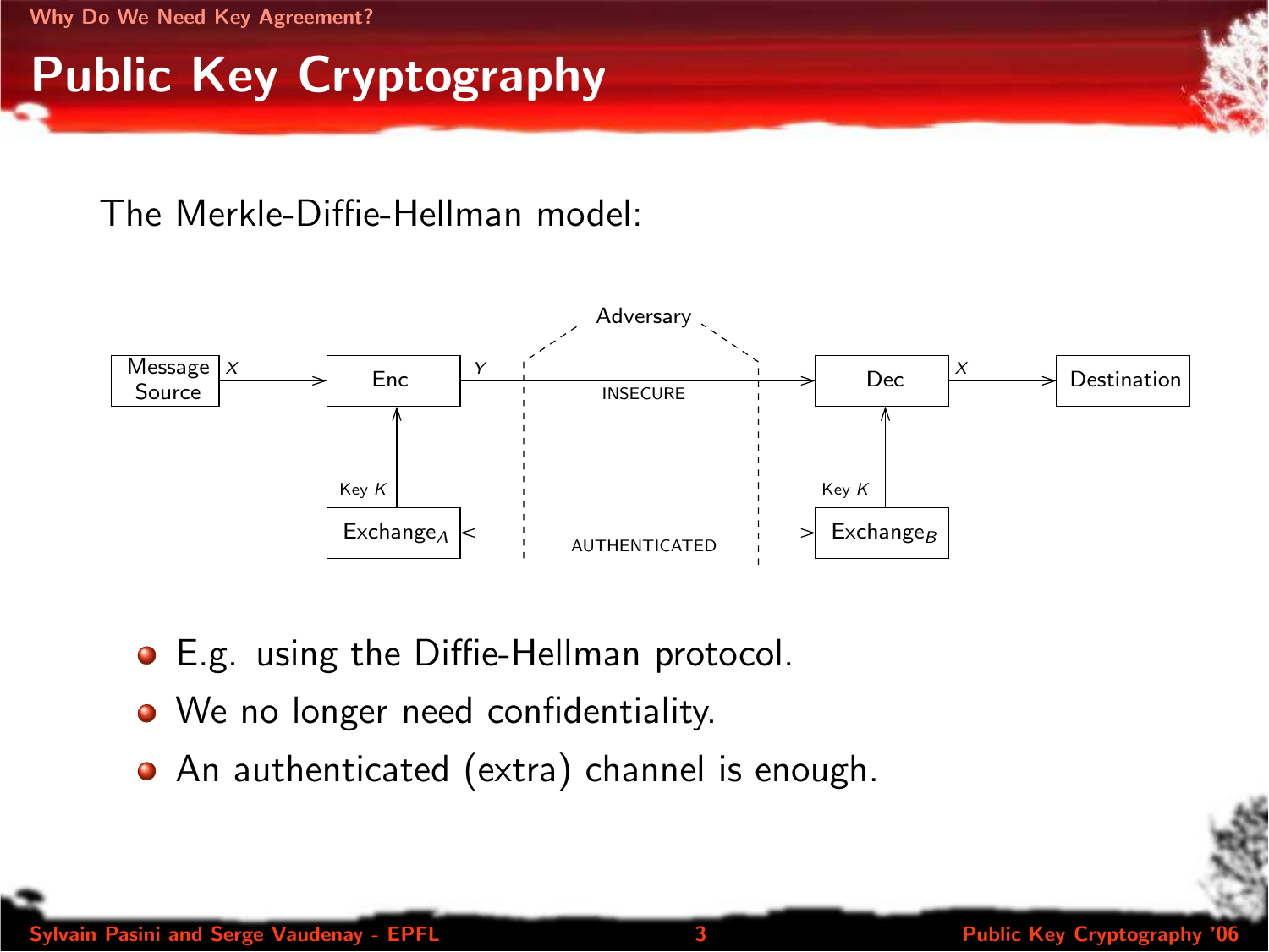# Public Key Cryptography

The Merkle-Diffie-Hellman model:

- E.g. using the Diffie-Hellman protocol.
- We no longer need confidentiality.
- An authenticated (extra) channel is enough.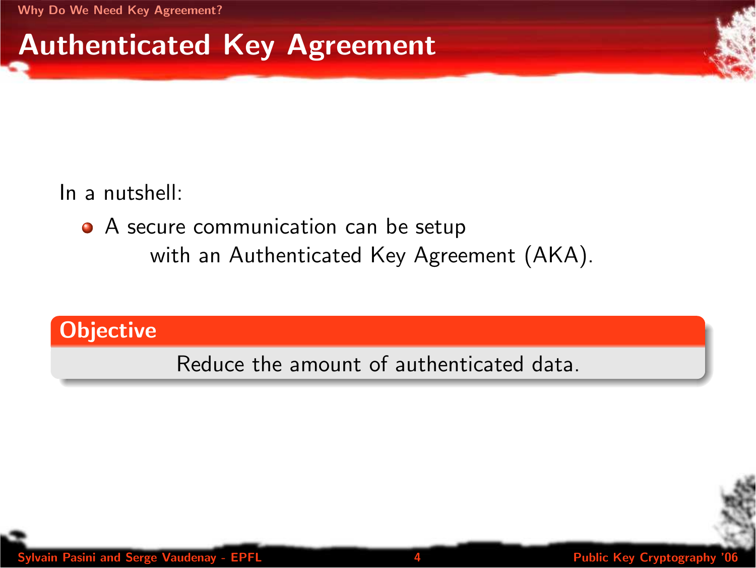# Authenticated Key Agreement

In a nutshell:

- A secure communication can be setup with an Authenticated Key Agreement (AKA).

**Objective**

Reduce the amount of authenticated data.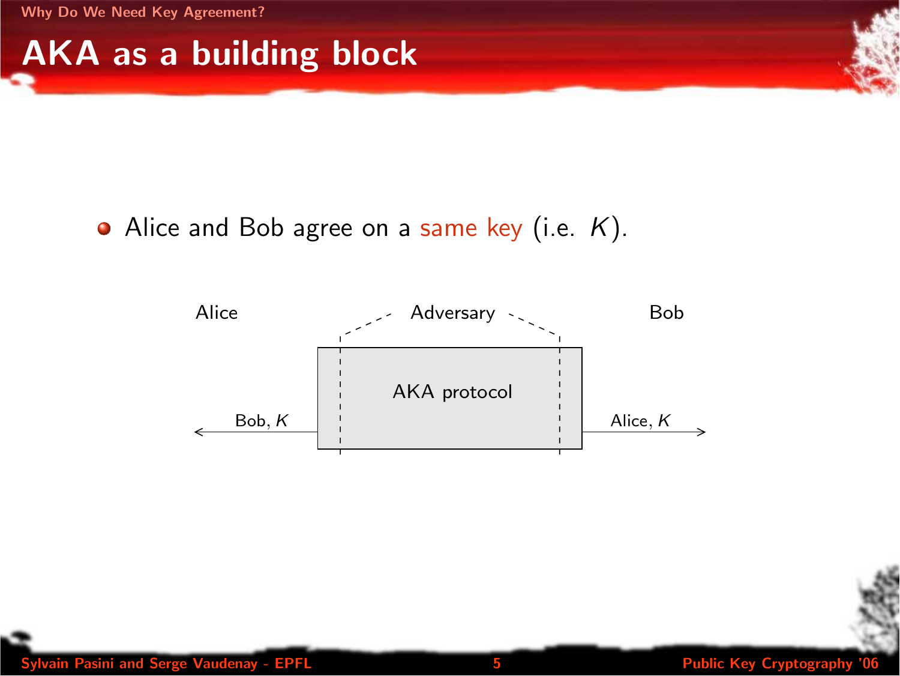# AKA as a building block

- Alice and Bob agree on a same key (i.e. $K$).

Alice — Adversary — Bob

AKA protocol

Bob, $K$ ← | → Alice, $K$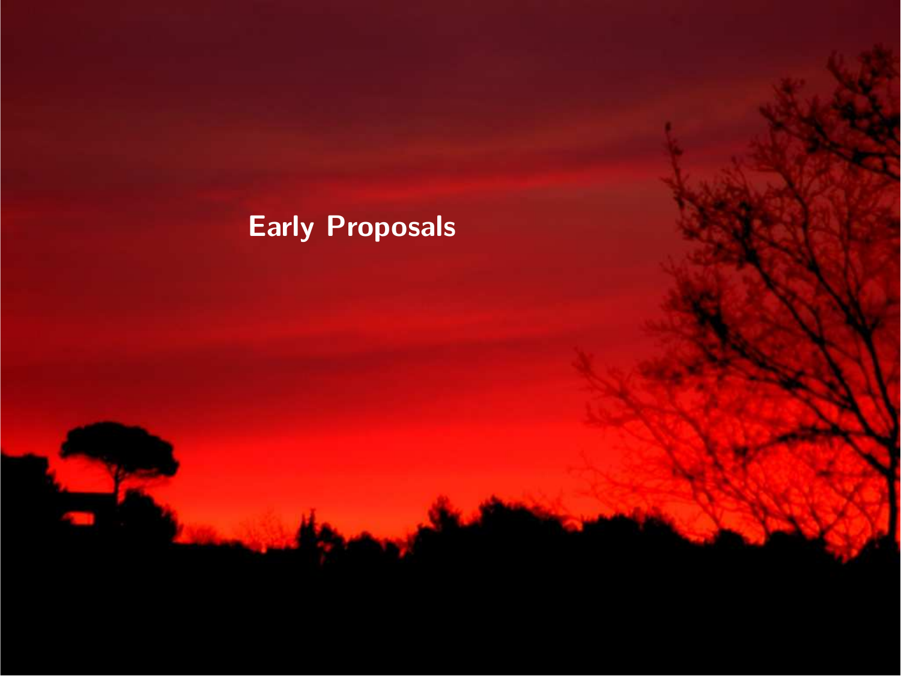# Early Proposals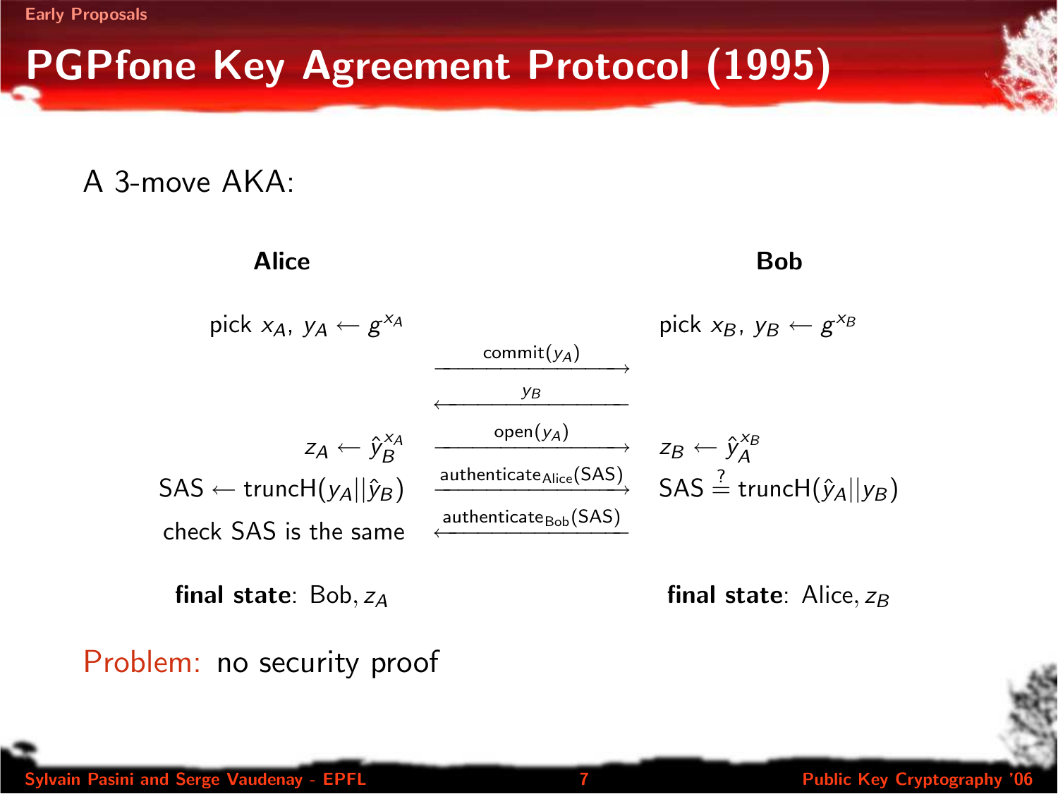# PGPfone Key Agreement Protocol (1995)

A 3-move AKA:

| **Alice** | | **Bob** |
| --- | --- | --- |
| pick $x_A$, $y_A \leftarrow g^{x_A}$ | | pick $x_B$, $y_B \leftarrow g^{x_B}$ |
| | $\xrightarrow{\text{commit}(y_A)}$ | |
| | $\xleftarrow{y_B}$ | |
| $z_A \leftarrow \hat{y}_B^{x_A}$ | $\xrightarrow{\text{open}(y_A)}$ | $z_B \leftarrow \hat{y}_A^{x_B}$ |
| $\text{SAS} \leftarrow \text{truncH}(y_A \| \hat{y}_B)$ | $\xrightarrow{\text{authenticate}_{\text{Alice}}(\text{SAS})}$ | $\text{SAS} \stackrel{?}{=} \text{truncH}(\hat{y}_A \| y_B)$ |
| check SAS is the same | $\xleftarrow{\text{authenticate}_{\text{Bob}}(\text{SAS})}$ | |
| **final state**: Bob, $z_A$ | | **final state**: Alice, $z_B$ |

Problem: no security proof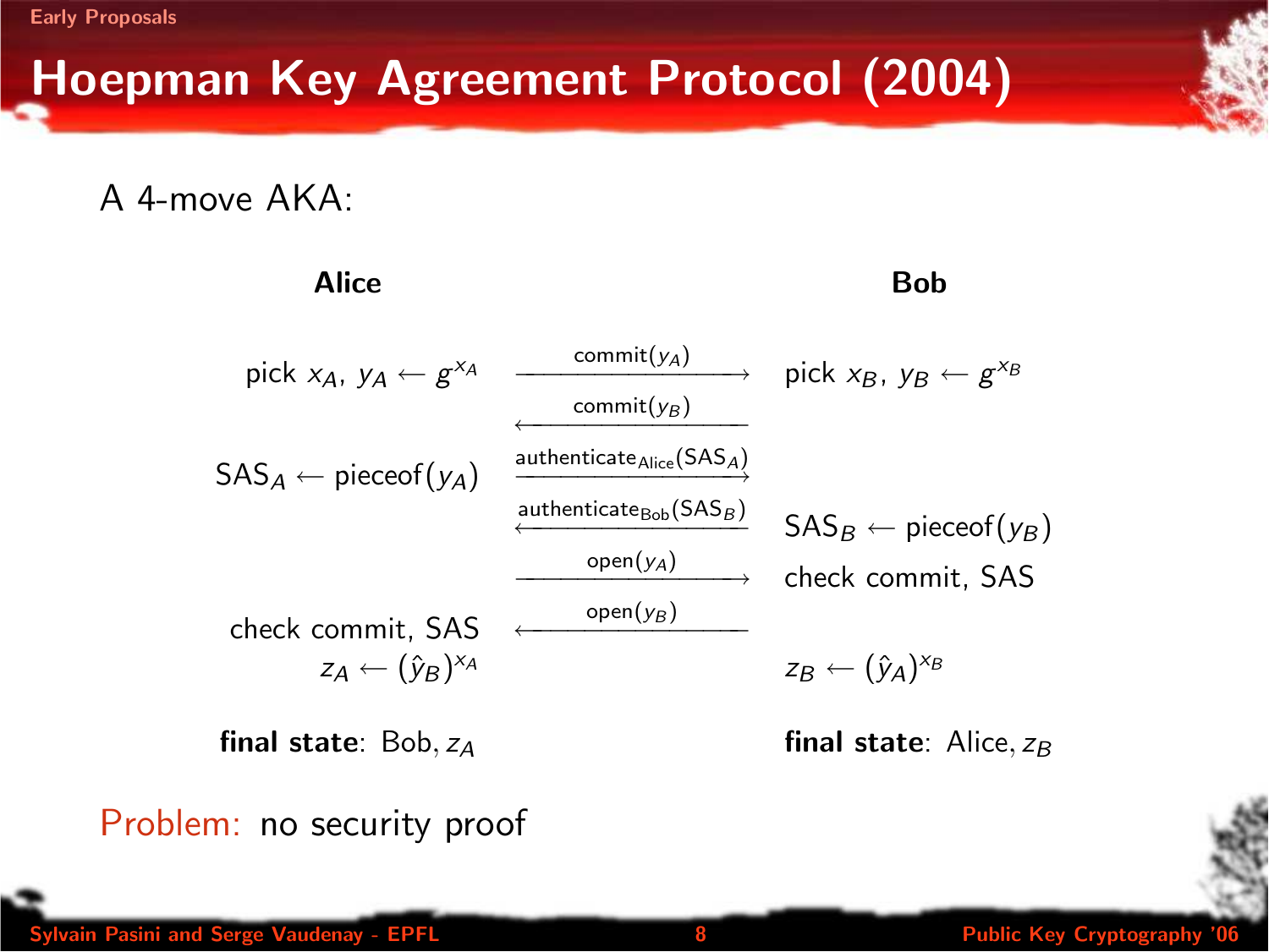# Hoepman Key Agreement Protocol (2004)

A 4-move AKA:

| Alice | | Bob |
|---|---|---|
| pick $x_A$, $y_A \leftarrow g^{x_A}$ | $\xrightarrow{\text{commit}(y_A)}$ | pick $x_B$, $y_B \leftarrow g^{x_B}$ |
| | $\xleftarrow{\text{commit}(y_B)}$ | |
| $\text{SAS}_A \leftarrow \text{pieceof}(y_A)$ | $\xrightarrow{\text{authenticate}_{\text{Alice}}(\text{SAS}_A)}$ | |
| | $\xleftarrow{\text{authenticate}_{\text{Bob}}(\text{SAS}_B)}$ | $\text{SAS}_B \leftarrow \text{pieceof}(y_B)$ |
| | $\xrightarrow{\text{open}(y_A)}$ | check commit, SAS |
| check commit, SAS | $\xleftarrow{\text{open}(y_B)}$ | |
| $z_A \leftarrow (\hat{y}_B)^{x_A}$ | | $z_B \leftarrow (\hat{y}_A)^{x_B}$ |
| **final state**: Bob, $z_A$ | | **final state**: Alice, $z_B$ |

Problem: no security proof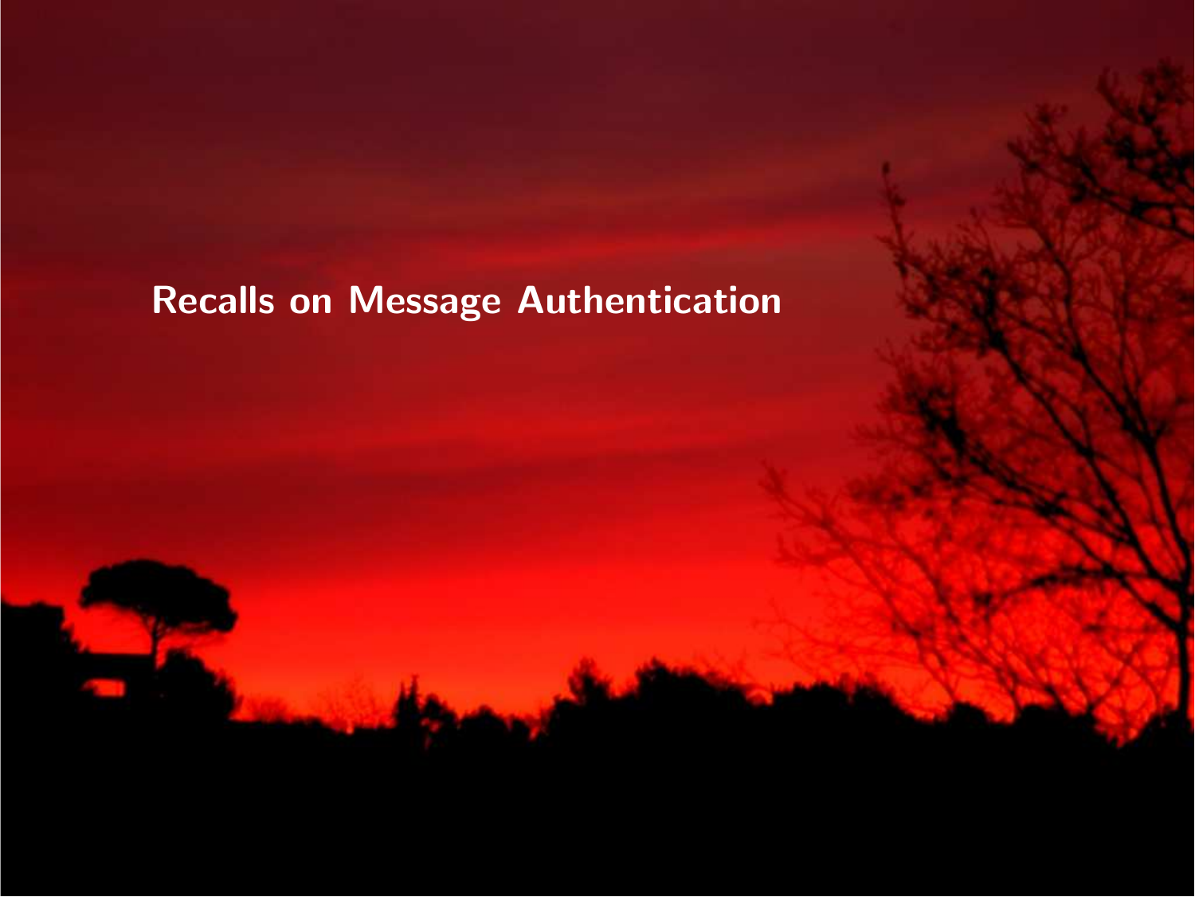# Recalls on Message Authentication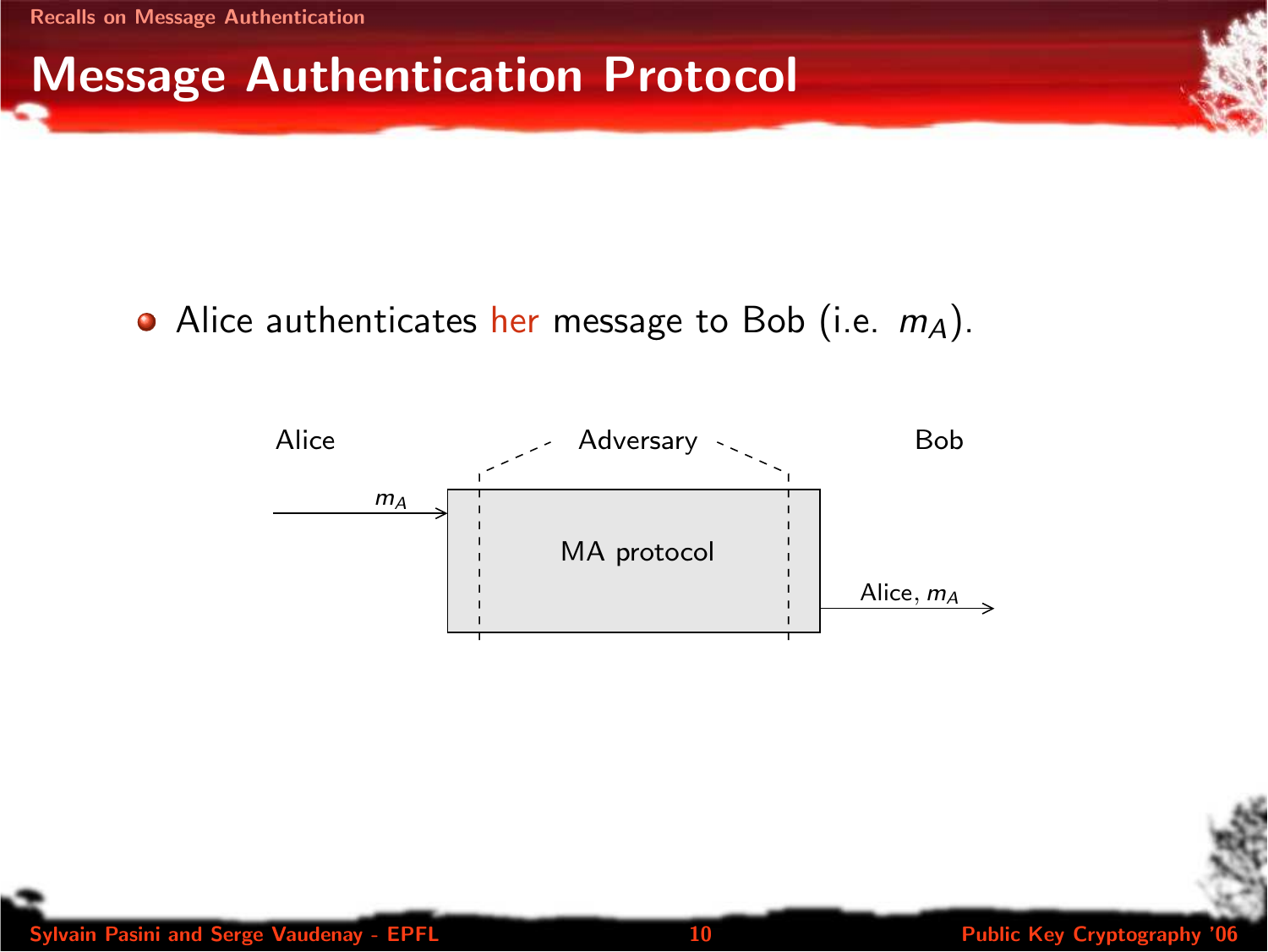# Message Authentication Protocol

- Alice authenticates her message to Bob (i.e. $m_A$).

Alice — Adversary — Bob

$m_A$ → MA protocol → Alice, $m_A$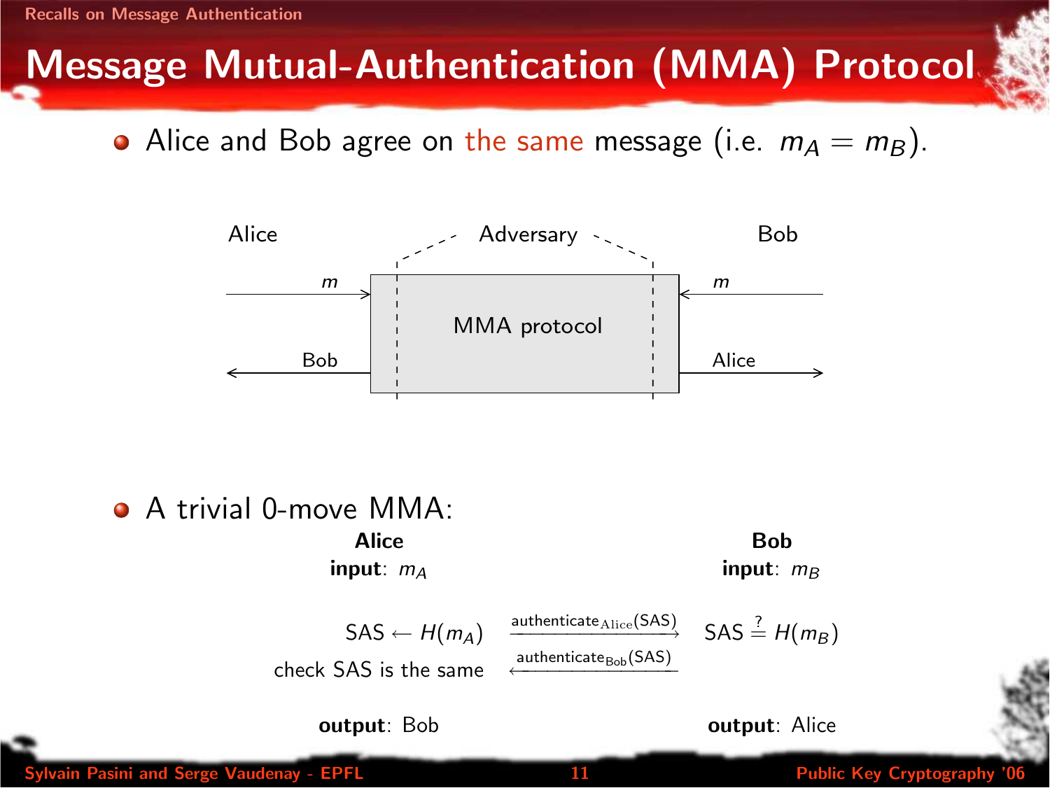# Message Mutual-Authentication (MMA) Protocol

- Alice and Bob agree on the same message (i.e. $m_A = m_B$).

Alice — Adversary — Bob

Alice sends $m$ into the MMA protocol; Bob sends $m$ into the MMA protocol. Alice receives "Bob"; Bob receives "Alice".

- A trivial 0-move MMA:

| **Alice** | | **Bob** |
|---|---|---|
| **input**: $m_A$ | | **input**: $m_B$ |
| $\text{SAS} \leftarrow H(m_A)$ | $\xrightarrow{\text{authenticate}_{\text{Alice}}(\text{SAS})}$ | $\text{SAS} \stackrel{?}{=} H(m_B)$ |
| check SAS is the same | $\xleftarrow{\text{authenticate}_{\text{Bob}}(\text{SAS})}$ | |
| **output**: Bob | | **output**: Alice |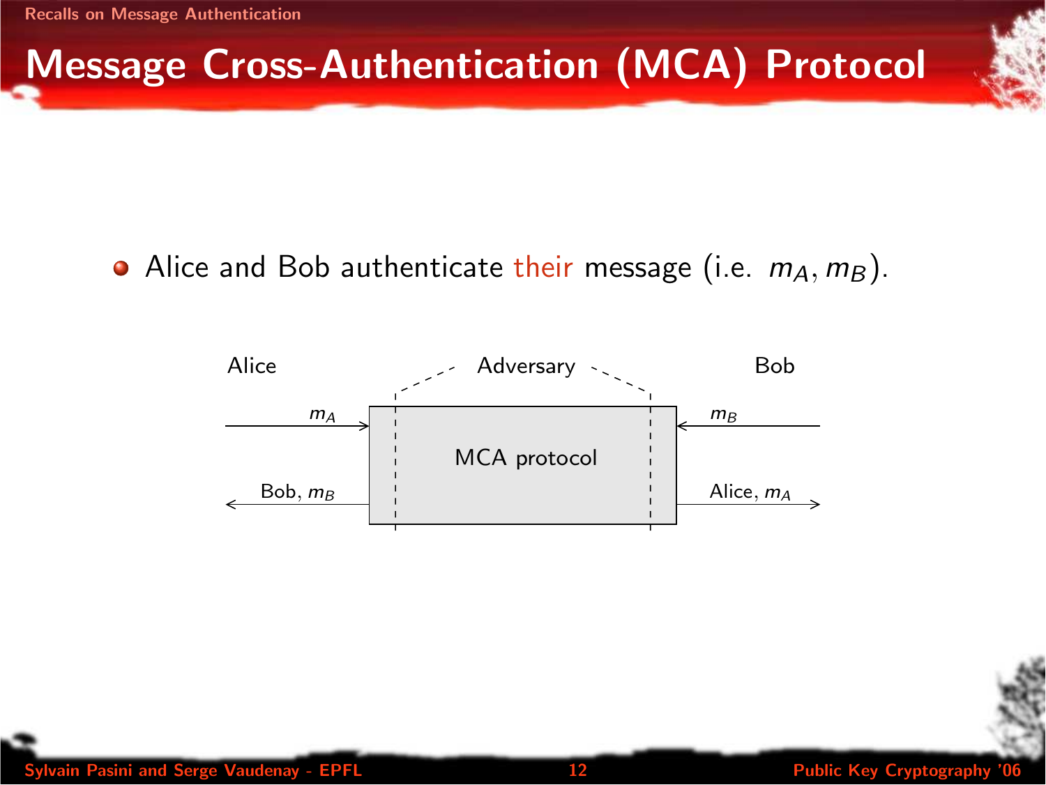# Message Cross-Authentication (MCA) Protocol

- Alice and Bob authenticate their message (i.e. $m_A, m_B$).

Alice | Adversary | Bob

$m_A$ → MCA protocol ← $m_B$

← Bob, $m_B$ | Alice, $m_A$ →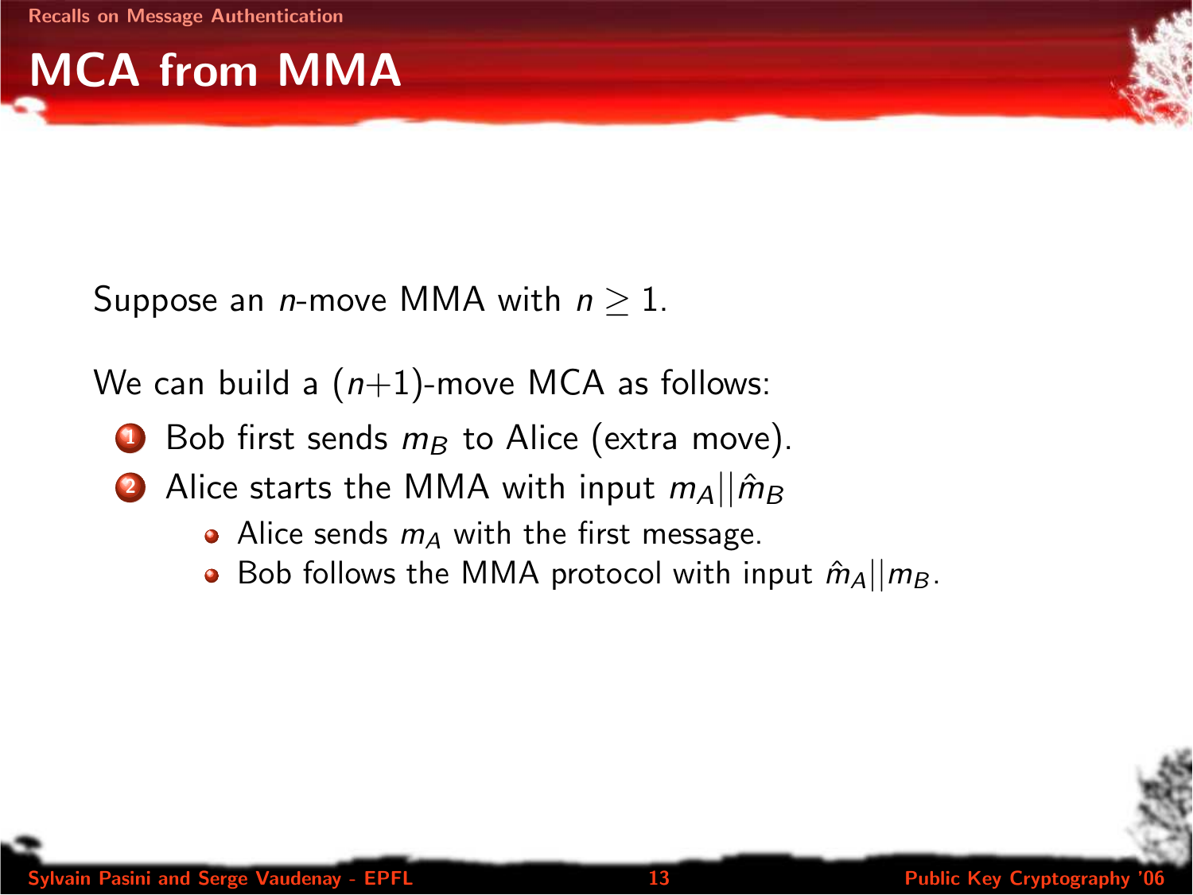# MCA from MMA

Suppose an $n$-move MMA with $n \geq 1$.

We can build a $(n+1)$-move MCA as follows:

1. Bob first sends $m_B$ to Alice (extra move).
2. Alice starts the MMA with input $m_A || \hat{m}_B$
   - Alice sends $m_A$ with the first message.
   - Bob follows the MMA protocol with input $\hat{m}_A || m_B$.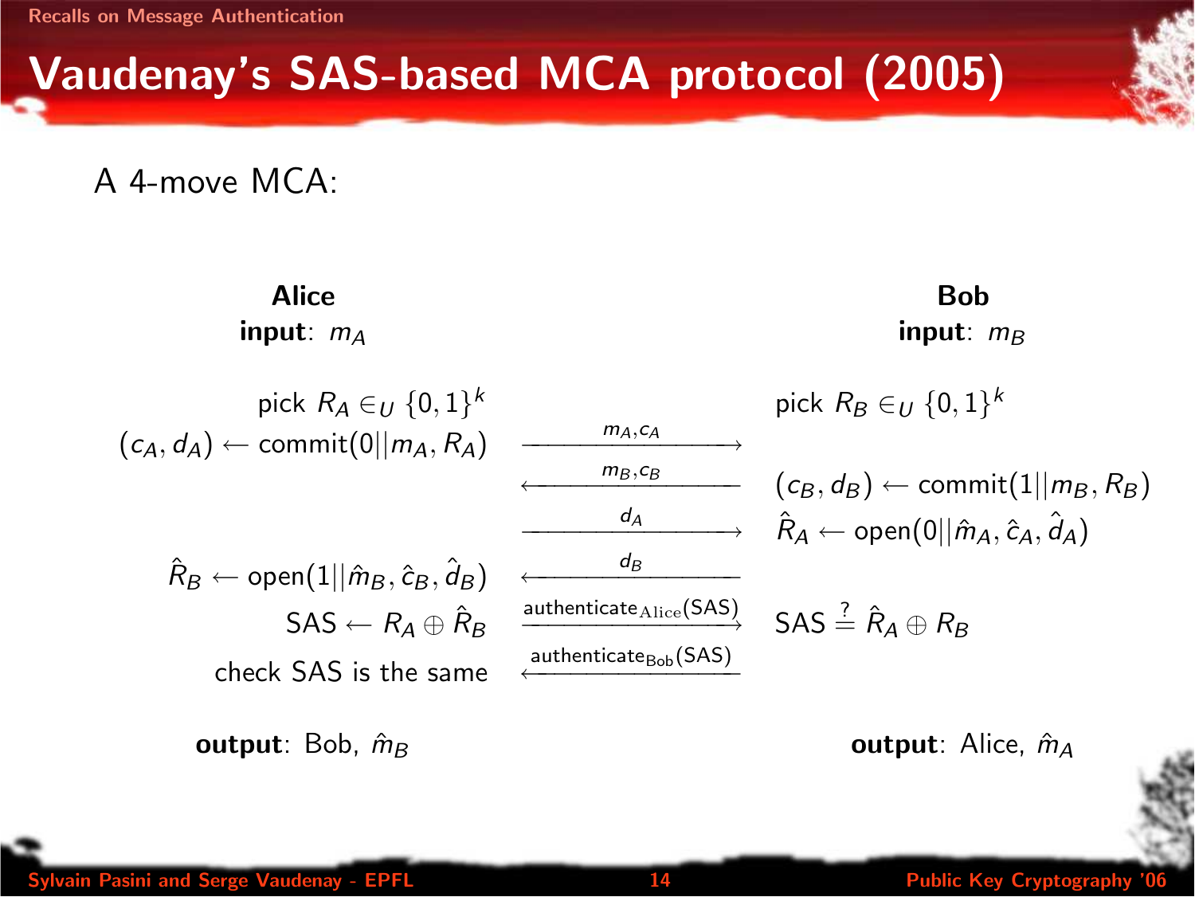# Vaudenay's SAS-based MCA protocol (2005)

A 4-move MCA:

| Alice | | Bob |
|---|---|---|
| **input**: $m_A$ | | **input**: $m_B$ |
| pick $R_A \in_U \{0,1\}^k$ | | pick $R_B \in_U \{0,1\}^k$ |
| $(c_A, d_A) \leftarrow \text{commit}(0\|\|m_A, R_A)$ | $\xrightarrow{m_A, c_A}$ | |
| | $\xleftarrow{m_B, c_B}$ | $(c_B, d_B) \leftarrow \text{commit}(1\|\|m_B, R_B)$ |
| | $\xrightarrow{d_A}$ | $\hat{R}_A \leftarrow \text{open}(0\|\|\hat{m}_A, \hat{c}_A, \hat{d}_A)$ |
| $\hat{R}_B \leftarrow \text{open}(1\|\|\hat{m}_B, \hat{c}_B, \hat{d}_B)$ | $\xleftarrow{d_B}$ | |
| $\text{SAS} \leftarrow R_A \oplus \hat{R}_B$ | $\xrightarrow{\text{authenticate}_{\text{Alice}}(\text{SAS})}$ | $\text{SAS} \stackrel{?}{=} \hat{R}_A \oplus R_B$ |
| check SAS is the same | $\xleftarrow{\text{authenticate}_{\text{Bob}}(\text{SAS})}$ | |
| **output**: Bob, $\hat{m}_B$ | | **output**: Alice, $\hat{m}_A$ |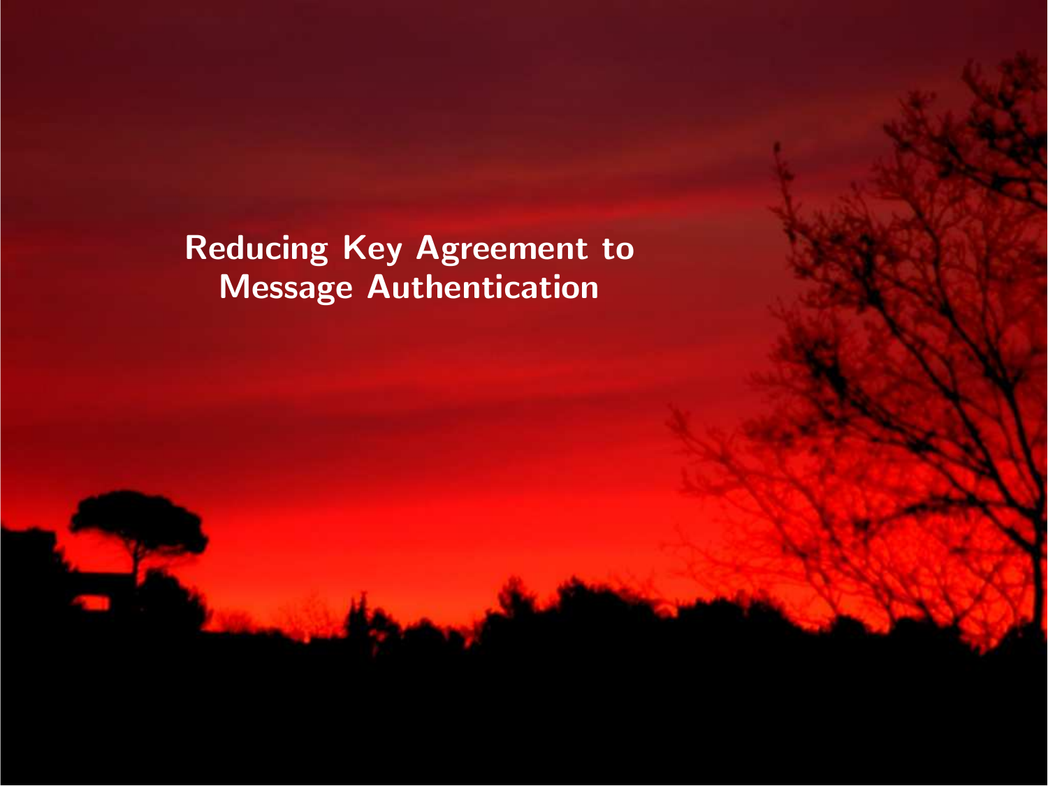# Reducing Key Agreement to Message Authentication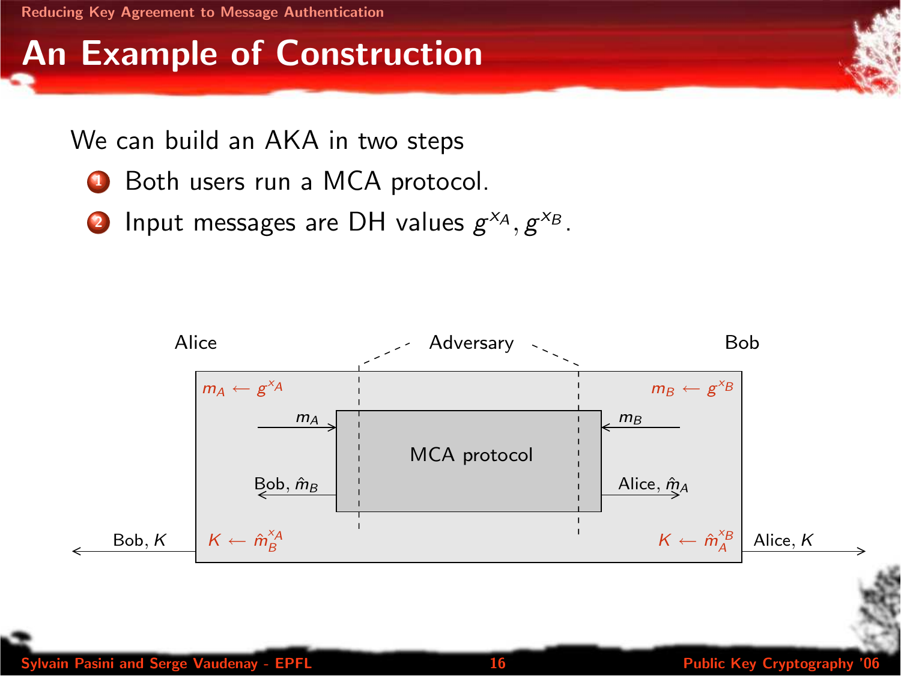# An Example of Construction

We can build an AKA in two steps

1. Both users run a MCA protocol.
2. Input messages are DH values $g^{x_A}, g^{x_B}$.

Alice — Adversary — Bob

$m_A \leftarrow g^{x_A}$ — $m_B \leftarrow g^{x_B}$

$m_A$ → MCA protocol ← $m_B$

Bob, $\hat{m}_B$ — Alice, $\hat{m}_A$

Bob, $K$ — $K \leftarrow \hat{m}_B^{x_A}$ — $K \leftarrow \hat{m}_A^{x_B}$ — Alice, $K$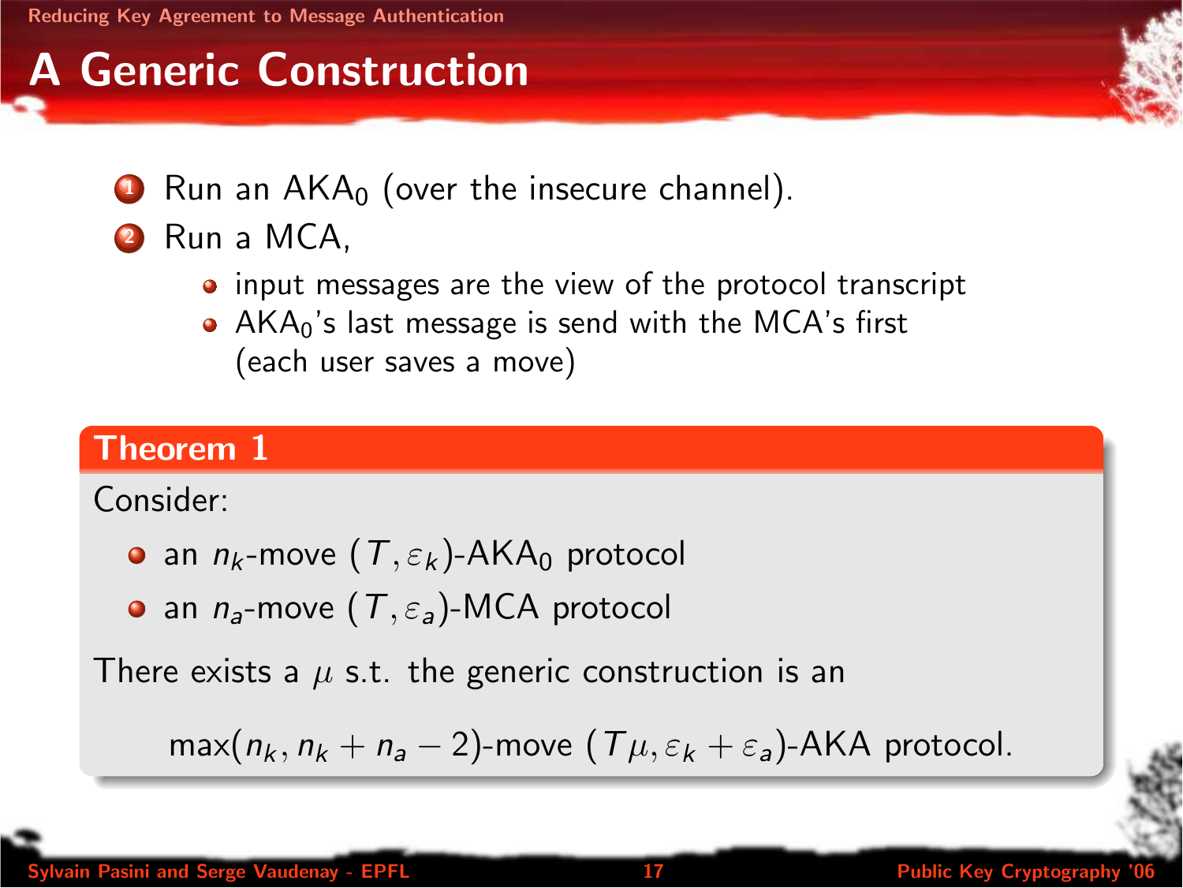# A Generic Construction

1. Run an $\text{AKA}_0$ (over the insecure channel).
2. Run a MCA,
   - input messages are the view of the protocol transcript
   - $\text{AKA}_0$'s last message is send with the MCA's first (each user saves a move)

**Theorem 1**

Consider:

- an $n_k$-move $(T, \varepsilon_k)$-$\text{AKA}_0$ protocol
- an $n_a$-move $(T, \varepsilon_a)$-MCA protocol

There exists a $\mu$ s.t. the generic construction is an

$$\max(n_k, n_k + n_a - 2)\text{-move } (T\mu, \varepsilon_k + \varepsilon_a)\text{-AKA protocol.}$$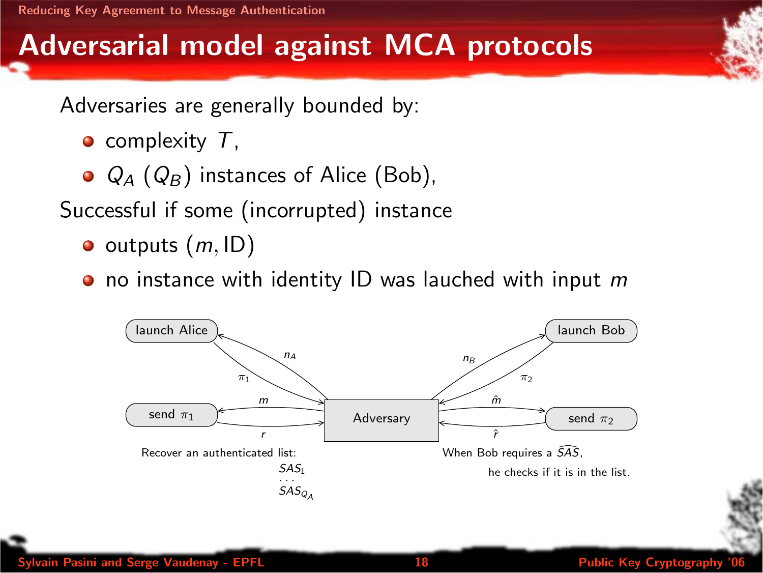# Adversarial model against MCA protocols

Adversaries are generally bounded by:

- complexity $T$,
- $Q_A$ ($Q_B$) instances of Alice (Bob),

Successful if some (incorrupted) instance

- outputs $(m, \mathrm{ID})$
- no instance with identity ID was lauched with input $m$

launch Alice — $n_A$ — $\pi_1$ — send $\pi_1$ — $m$ — $r$ — Adversary — $n_B$ — $\pi_2$ — launch Bob — $\hat{m}$ — $\hat{r}$ — send $\pi_2$

Recover an authenticated list: $SAS_1$ ... $SAS_{Q_A}$

When Bob requires a $\widehat{SAS}$, he checks if it is in the list.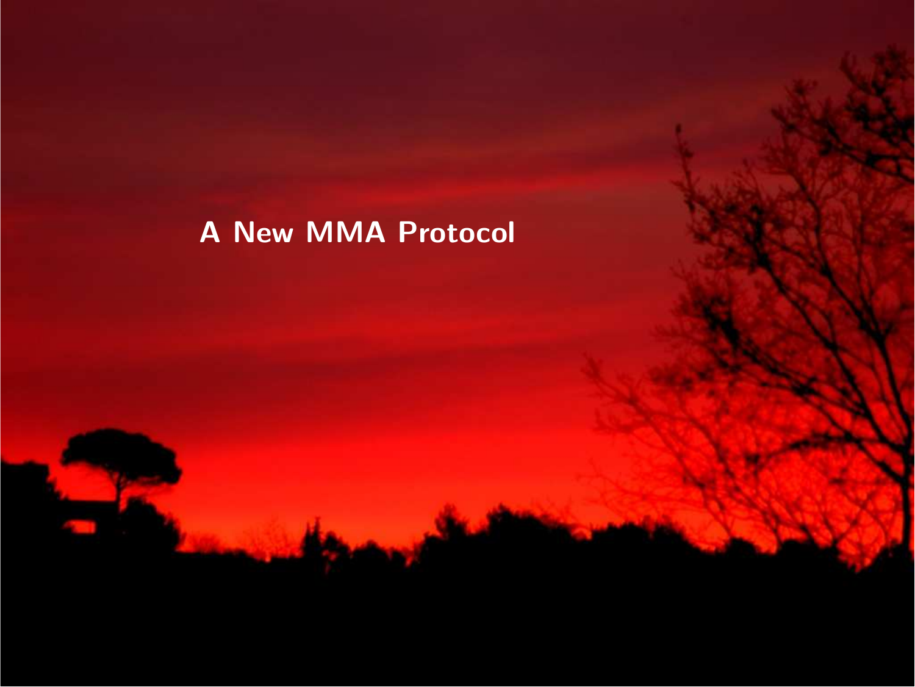# A New MMA Protocol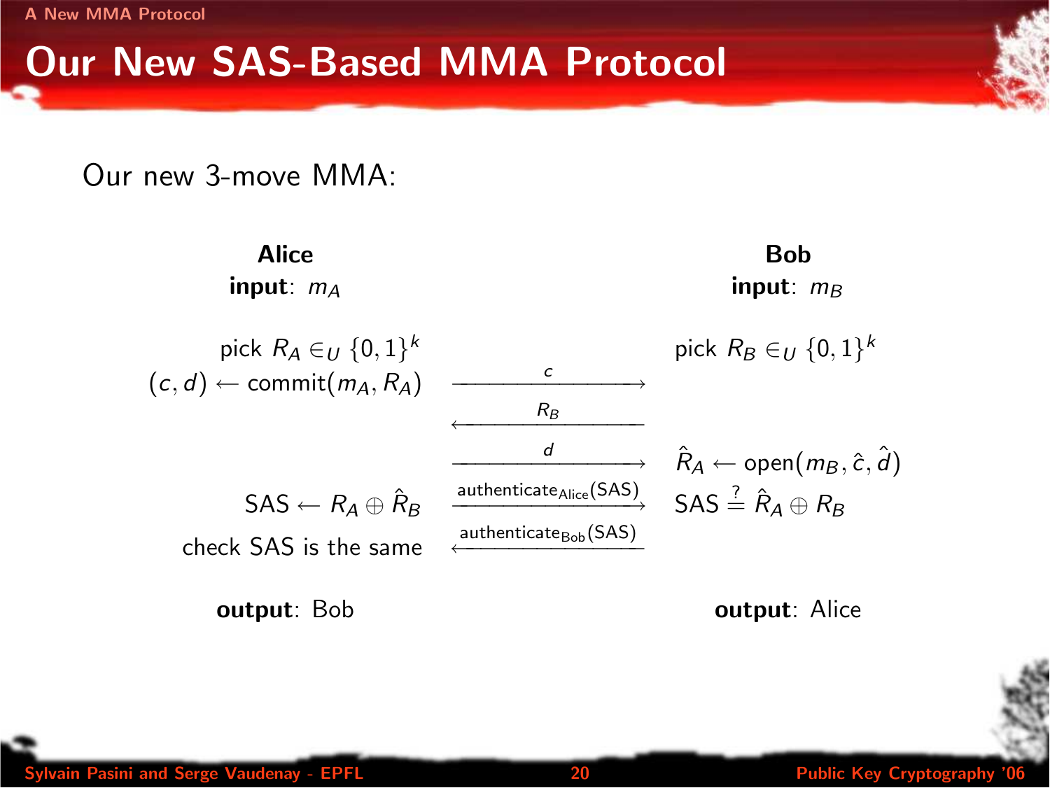# Our New SAS-Based MMA Protocol

Our new 3-move MMA:

| **Alice** | | **Bob** |
|---|---|---|
| **input**: $m_A$ | | **input**: $m_B$ |
| pick $R_A \in_U \{0,1\}^k$ | | pick $R_B \in_U \{0,1\}^k$ |
| $(c,d) \leftarrow \text{commit}(m_A, R_A)$ | $\xrightarrow{c}$ | |
| | $\xleftarrow{R_B}$ | |
| | $\xrightarrow{d}$ | $\hat{R}_A \leftarrow \text{open}(m_B, \hat{c}, \hat{d})$ |
| $\text{SAS} \leftarrow R_A \oplus \hat{R}_B$ | $\xrightarrow{\text{authenticate}_{\text{Alice}}(\text{SAS})}$ | $\text{SAS} \stackrel{?}{=} \hat{R}_A \oplus R_B$ |
| check SAS is the same | $\xleftarrow{\text{authenticate}_{\text{Bob}}(\text{SAS})}$ | |
| **output**: Bob | | **output**: Alice |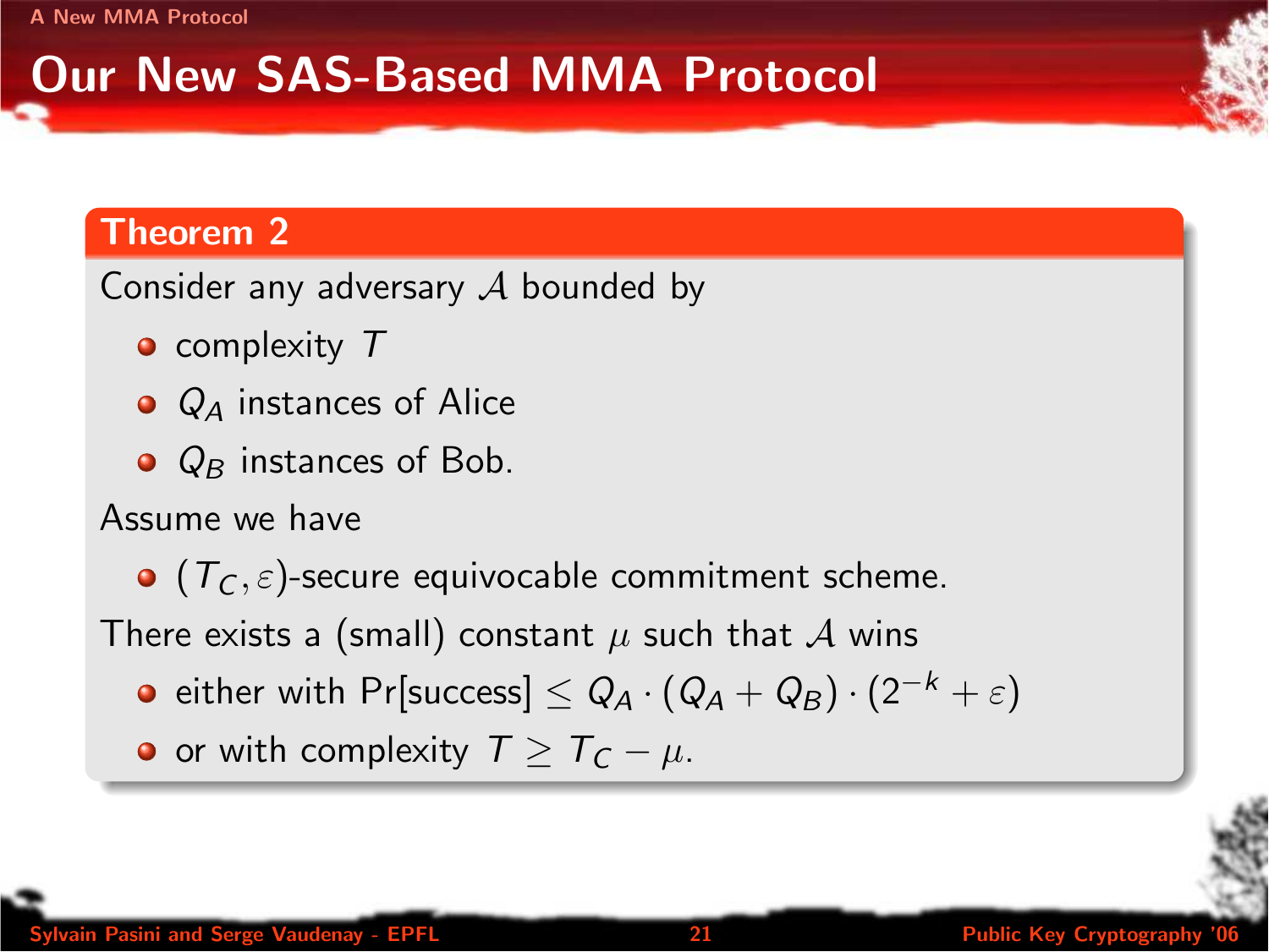# Our New SAS-Based MMA Protocol

**Theorem 2**

Consider any adversary $\mathcal{A}$ bounded by

- complexity $T$
- $Q_A$ instances of Alice
- $Q_B$ instances of Bob.

Assume we have

- $(T_C, \varepsilon)$-secure equivocable commitment scheme.

There exists a (small) constant $\mu$ such that $\mathcal{A}$ wins

- either with $\Pr[\text{success}] \leq Q_A \cdot (Q_A + Q_B) \cdot (2^{-k} + \varepsilon)$
- or with complexity $T \geq T_C - \mu$.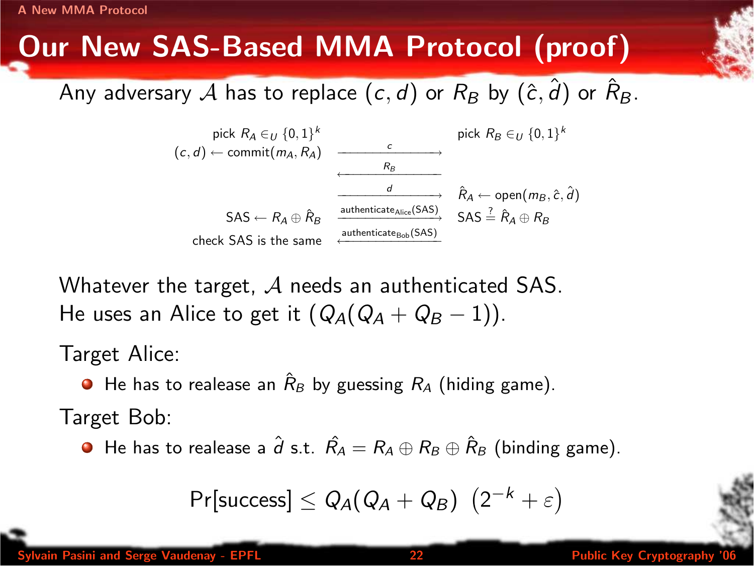# Our New SAS-Based MMA Protocol (proof)

Any adversary $\mathcal{A}$ has to replace $(c, d)$ or $R_B$ by $(\hat{c}, \hat{d})$ or $\hat{R}_B$.

| Alice | | Bob |
|---|---|---|
| pick $R_A \in_U \{0,1\}^k$ | | pick $R_B \in_U \{0,1\}^k$ |
| $(c, d) \leftarrow \mathsf{commit}(m_A, R_A)$ | $\xrightarrow{c}$ | |
| | $\xleftarrow{R_B}$ | |
| | $\xrightarrow{d}$ | $\hat{R}_A \leftarrow \mathsf{open}(m_B, \hat{c}, \hat{d})$ |
| $\mathsf{SAS} \leftarrow R_A \oplus \hat{R}_B$ | $\xrightarrow{\mathsf{authenticate}_{\mathsf{Alice}}(\mathsf{SAS})}$ | $\mathsf{SAS} \stackrel{?}{=} \hat{R}_A \oplus R_B$ |
| check SAS is the same | $\xleftarrow{\mathsf{authenticate}_{\mathsf{Bob}}(\mathsf{SAS})}$ | |

Whatever the target, $\mathcal{A}$ needs an authenticated SAS.
He uses an Alice to get it $(Q_A(Q_A + Q_B - 1))$.

Target Alice:

- He has to realease an $\hat{R}_B$ by guessing $R_A$ (hiding game).

Target Bob:

- He has to realease a $\hat{d}$ s.t. $\hat{R}_A = R_A \oplus R_B \oplus \hat{R}_B$ (binding game).

$$\Pr[\text{success}] \leq Q_A(Q_A + Q_B) \left(2^{-k} + \varepsilon\right)$$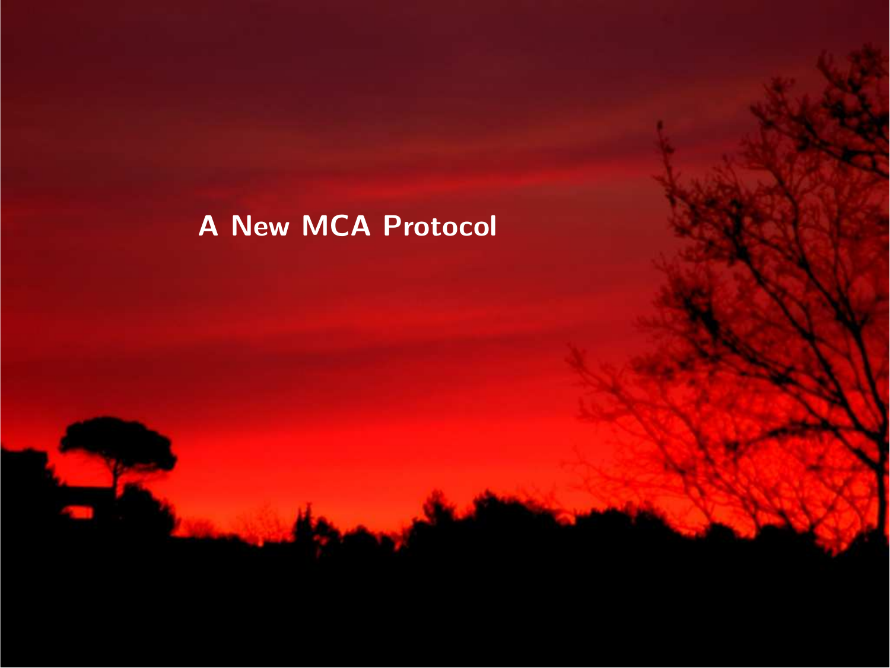# A New MCA Protocol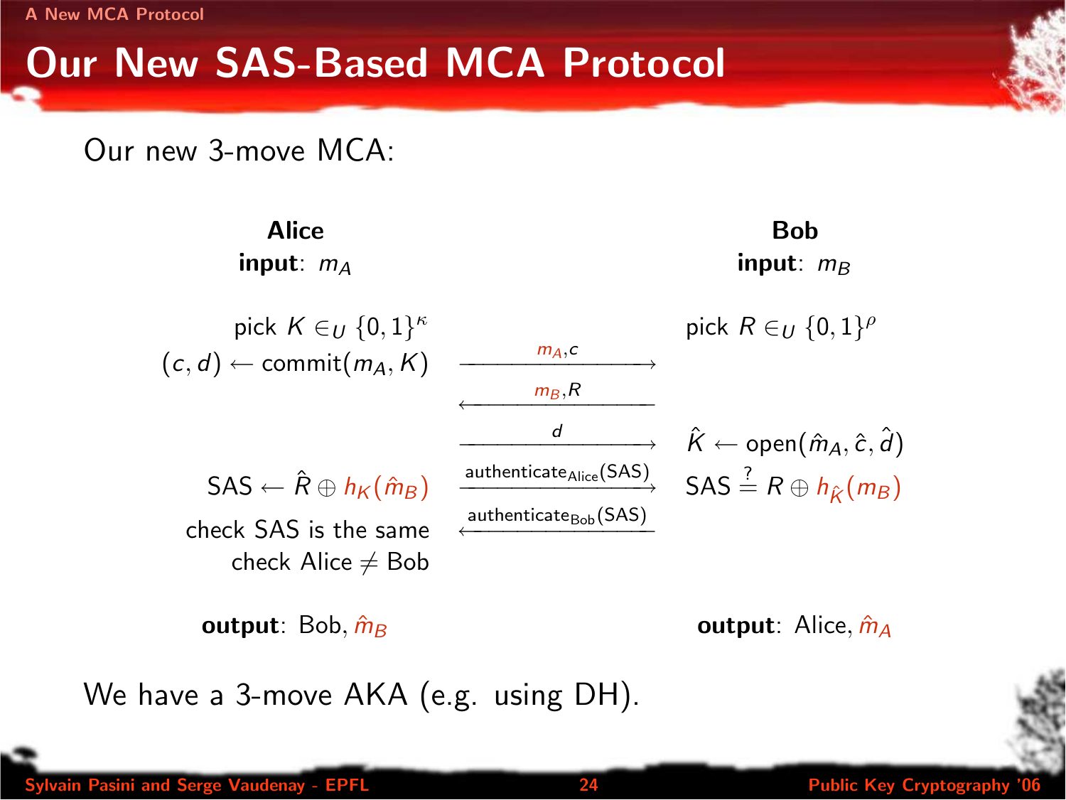# Our New SAS-Based MCA Protocol

Our new 3-move MCA:

| **Alice** | | **Bob** |
|---|---|---|
| **input**: $m_A$ | | **input**: $m_B$ |
| pick $K \in_U \{0,1\}^\kappa$ | | pick $R \in_U \{0,1\}^\rho$ |
| $(c,d) \leftarrow \text{commit}(m_A, K)$ | $\xrightarrow{m_A, c}$ | |
| | $\xleftarrow{m_B, R}$ | |
| | $\xrightarrow{d}$ | $\hat{K} \leftarrow \text{open}(\hat{m}_A, \hat{c}, \hat{d})$ |
| $\text{SAS} \leftarrow \hat{R} \oplus h_K(\hat{m}_B)$ | $\xrightarrow{\text{authenticate}_{\text{Alice}}(\text{SAS})}$ | $\text{SAS} \stackrel{?}{=} R \oplus h_{\hat{K}}(m_B)$ |
| check SAS is the same | $\xleftarrow{\text{authenticate}_{\text{Bob}}(\text{SAS})}$ | |
| check Alice $\neq$ Bob | | |
| **output**: Bob, $\hat{m}_B$ | | **output**: Alice, $\hat{m}_A$ |

We have a 3-move AKA (e.g. using DH).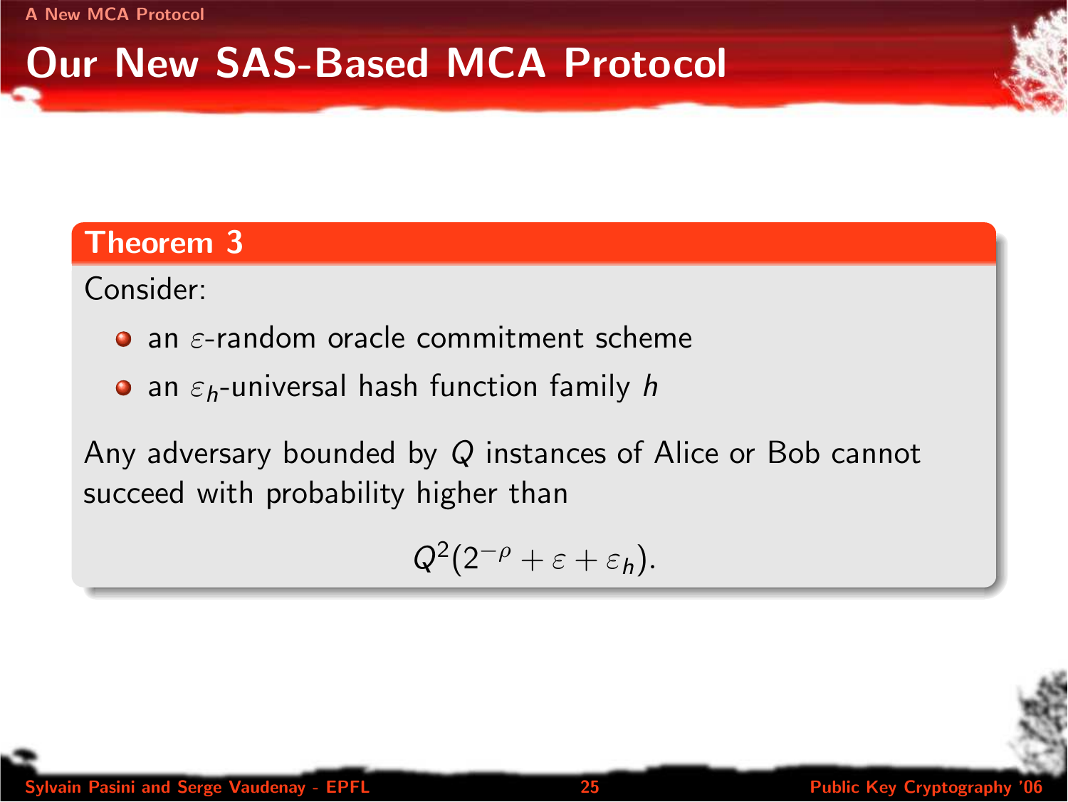# Our New SAS-Based MCA Protocol

**Theorem 3**

Consider:

- an $\varepsilon$-random oracle commitment scheme
- an $\varepsilon_h$-universal hash function family $h$

Any adversary bounded by $Q$ instances of Alice or Bob cannot succeed with probability higher than

$$Q^2(2^{-\rho} + \varepsilon + \varepsilon_h).$$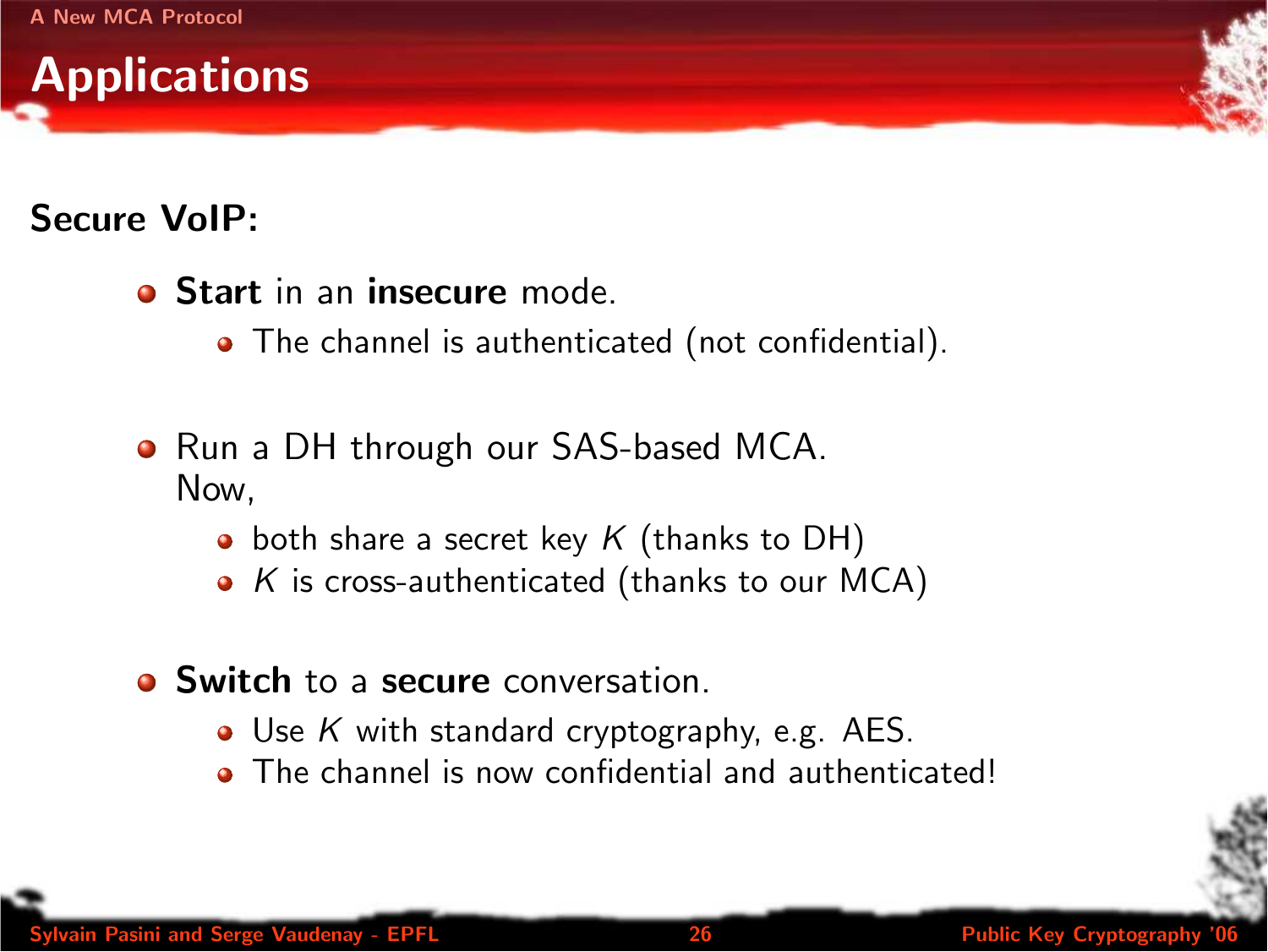# Applications

**Secure VoIP:**

- **Start** in an **insecure** mode.
  - The channel is authenticated (not confidential).

- Run a DH through our SAS-based MCA.
  Now,
  - both share a secret key $K$ (thanks to DH)
  - $K$ is cross-authenticated (thanks to our MCA)

- **Switch** to a **secure** conversation.
  - Use $K$ with standard cryptography, e.g. AES.
  - The channel is now confidential and authenticated!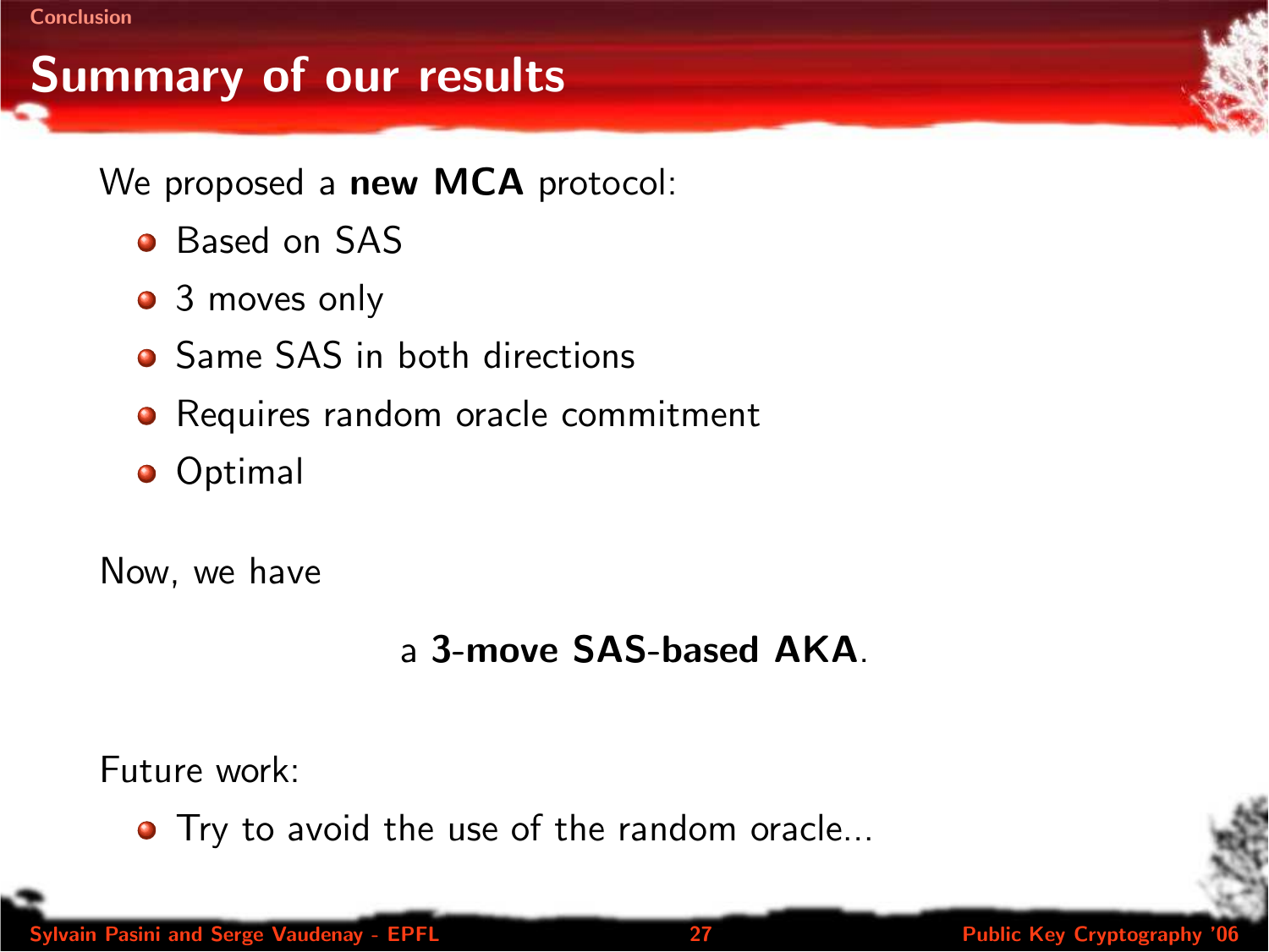# Summary of our results

We proposed a **new MCA** protocol:

- Based on SAS
- 3 moves only
- Same SAS in both directions
- Requires random oracle commitment
- Optimal

Now, we have

a **3-move SAS-based AKA**.

Future work:

- Try to avoid the use of the random oracle...